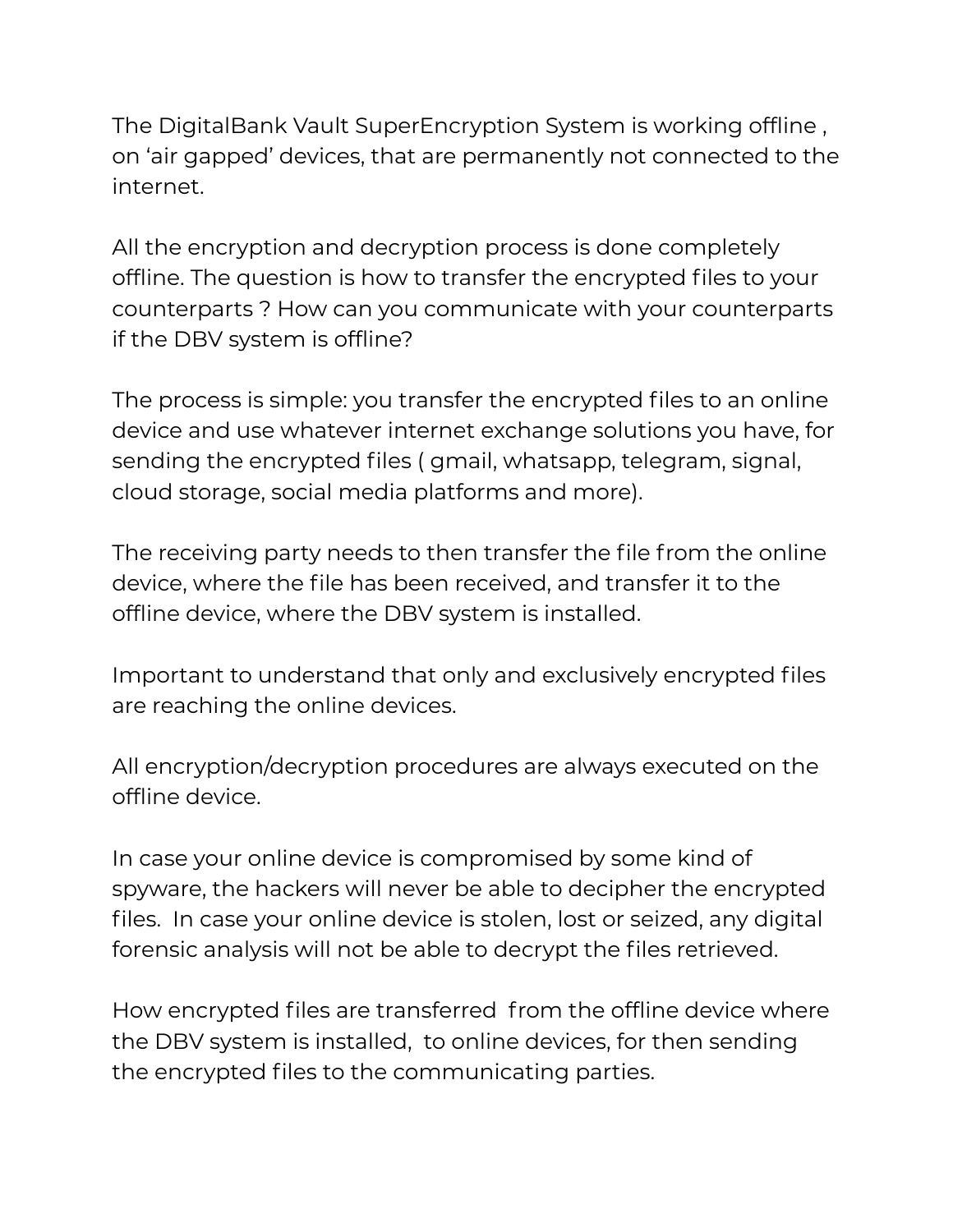The DigitalBank Vault SuperEncryption System is working offline , on 'air gapped' devices, that are permanently not connected to the internet.

All the encryption and decryption process is done completely offline. The question is how to transfer the encrypted files to your counterparts ? How can you communicate with your counterparts if the DBV system is offline?

The process is simple: you transfer the encrypted files to an online device and use whatever internet exchange solutions you have, for sending the encrypted files ( gmail, whatsapp, telegram, signal, cloud storage, social media platforms and more).

The receiving party needs to then transfer the file from the online device, where the file has been received, and transfer it to the offline device, where the DBV system is installed.

Important to understand that only and exclusively encrypted files are reaching the online devices.

All encryption/decryption procedures are always executed on the offline device.

In case your online device is compromised by some kind of spyware, the hackers will never be able to decipher the encrypted files. In case your online device is stolen, lost or seized, any digital forensic analysis will not be able to decrypt the files retrieved.

How encrypted files are transferred from the offline device where the DBV system is installed, to online devices, for then sending the encrypted files to the communicating parties.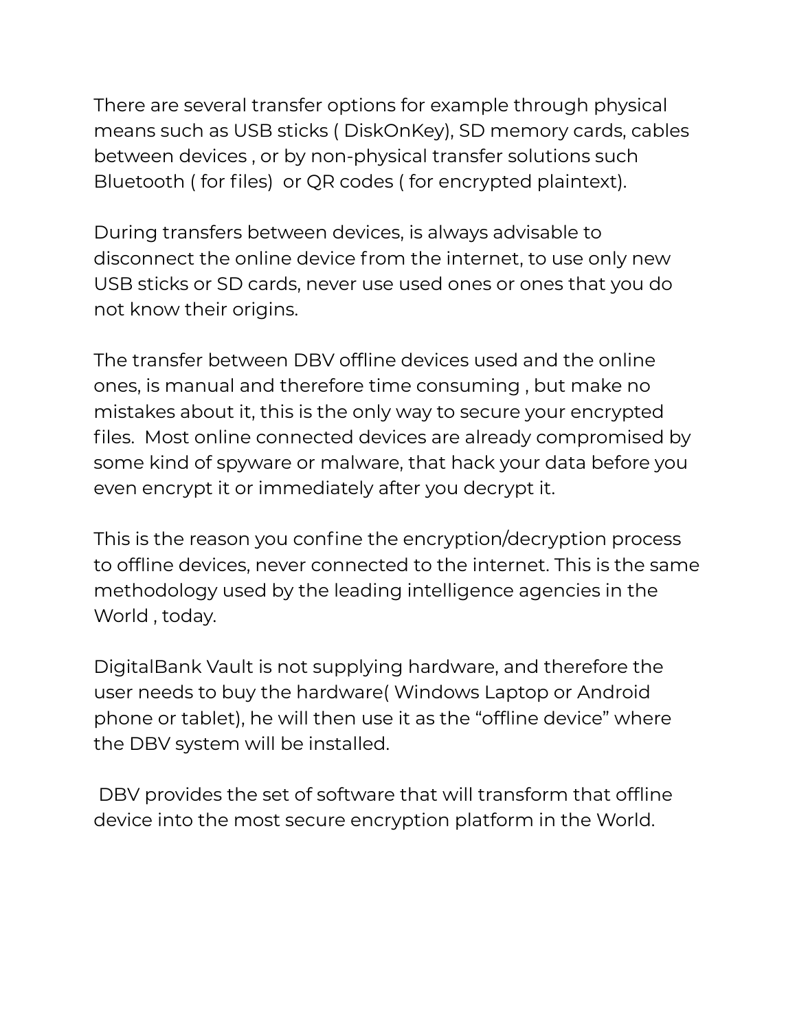There are several transfer options for example through physical means such as USB sticks ( DiskOnKey), SD memory cards, cables between devices , or by non-physical transfer solutions such Bluetooth ( for files) or QR codes ( for encrypted plaintext).

During transfers between devices, is always advisable to disconnect the online device from the internet, to use only new USB sticks or SD cards, never use used ones or ones that you do not know their origins.

The transfer between DBV offline devices used and the online ones, is manual and therefore time consuming , but make no mistakes about it, this is the only way to secure your encrypted files. Most online connected devices are already compromised by some kind of spyware or malware, that hack your data before you even encrypt it or immediately after you decrypt it.

This is the reason you confine the encryption/decryption process to offline devices, never connected to the internet. This is the same methodology used by the leading intelligence agencies in the World , today.

DigitalBank Vault is not supplying hardware, and therefore the user needs to buy the hardware( Windows Laptop or Android phone or tablet), he will then use it as the "offline device" where the DBV system will be installed.

DBV provides the set of software that will transform that offline device into the most secure encryption platform in the World.